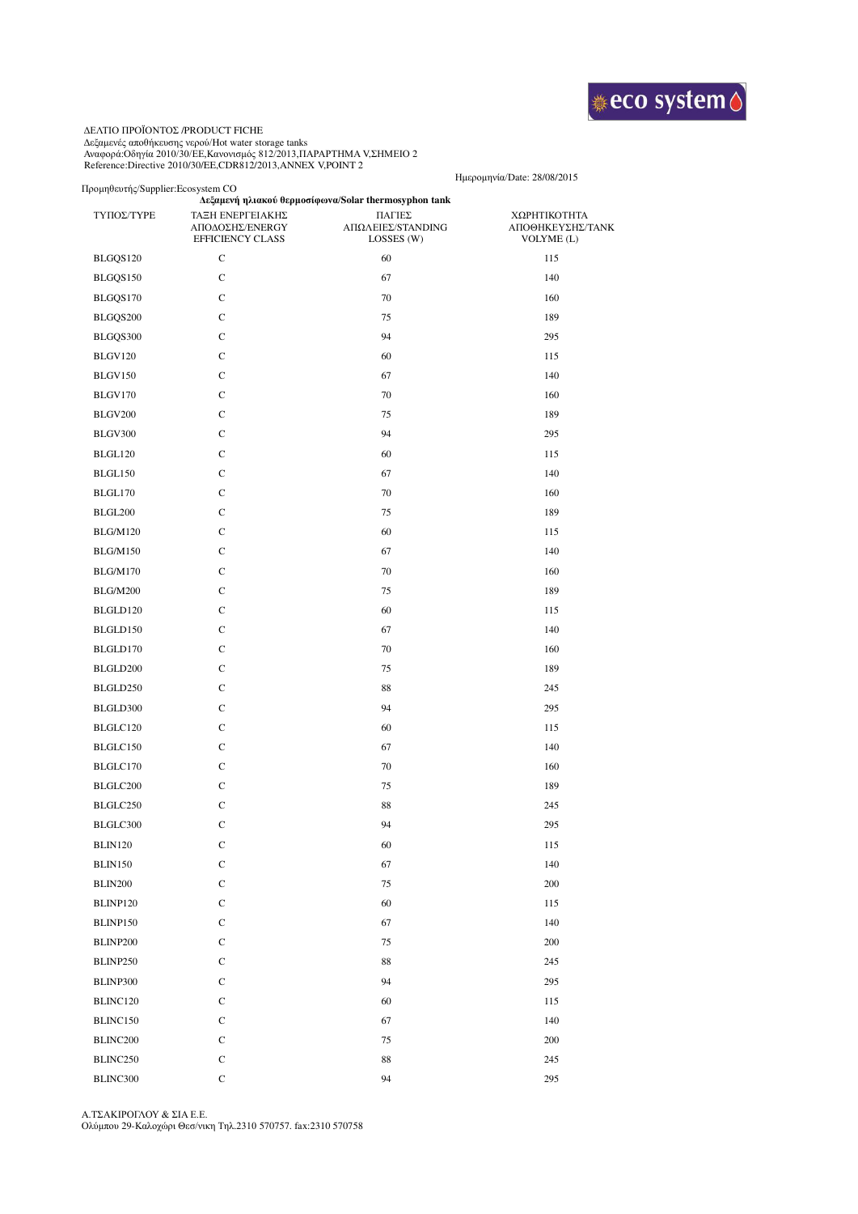eco system

ΔΕΛΤΙΟ ΠΡΟΪΟΝΤΟΣ /PRODUCT FICHE
Δεξαμενές αποθήκευσης νερού/Hot water storage tanks
Αναφορά:Οδηγία 2010/30/ΕΕ,Κανονισμός 812/2013,ΠΑΡΑΡΤΗΜΑ V,ΣΗΜΕΙΟ 2
Reference:Directive 2010/30/EE,CDR812/2013,ANNEX V,POINT 2

Ημερομηνία/Date: 28/08/2015

Προμηθευτής/Supplier:Ecosystem CO

**Δεξαμενή ηλιακού θερμοσίφωνα/Solar thermosyphon tank**

| ΤΥΠΟΣ/TYPE | ΤΑΞΗ ΕΝΕΡΓΕΙΑΚΗΣ ΑΠΟΔΟΣΗΣ/ENERGY EFFICIENCY CLASS | ΠΑΓΙΕΣ ΑΠΩΛΕΙΕΣ/STANDING LOSSES (W) | ΧΩΡΗΤΙΚΟΤΗΤΑ ΑΠΟΘΗΚΕΥΣΗΣ/TANK VOLYME (L) |
|---|---|---|---|
| BLGQS120 | C | 60 | 115 |
| BLGQS150 | C | 67 | 140 |
| BLGQS170 | C | 70 | 160 |
| BLGQS200 | C | 75 | 189 |
| BLGQS300 | C | 94 | 295 |
| BLGV120 | C | 60 | 115 |
| BLGV150 | C | 67 | 140 |
| BLGV170 | C | 70 | 160 |
| BLGV200 | C | 75 | 189 |
| BLGV300 | C | 94 | 295 |
| BLGL120 | C | 60 | 115 |
| BLGL150 | C | 67 | 140 |
| BLGL170 | C | 70 | 160 |
| BLGL200 | C | 75 | 189 |
| BLG/M120 | C | 60 | 115 |
| BLG/M150 | C | 67 | 140 |
| BLG/M170 | C | 70 | 160 |
| BLG/M200 | C | 75 | 189 |
| BLGLD120 | C | 60 | 115 |
| BLGLD150 | C | 67 | 140 |
| BLGLD170 | C | 70 | 160 |
| BLGLD200 | C | 75 | 189 |
| BLGLD250 | C | 88 | 245 |
| BLGLD300 | C | 94 | 295 |
| BLGLC120 | C | 60 | 115 |
| BLGLC150 | C | 67 | 140 |
| BLGLC170 | C | 70 | 160 |
| BLGLC200 | C | 75 | 189 |
| BLGLC250 | C | 88 | 245 |
| BLGLC300 | C | 94 | 295 |
| BLIN120 | C | 60 | 115 |
| BLIN150 | C | 67 | 140 |
| BLIN200 | C | 75 | 200 |
| BLINP120 | C | 60 | 115 |
| BLINP150 | C | 67 | 140 |
| BLINP200 | C | 75 | 200 |
| BLINP250 | C | 88 | 245 |
| BLINP300 | C | 94 | 295 |
| BLINC120 | C | 60 | 115 |
| BLINC150 | C | 67 | 140 |
| BLINC200 | C | 75 | 200 |
| BLINC250 | C | 88 | 245 |
| BLINC300 | C | 94 | 295 |

Α.ΤΣΑΚΙΡΟΓΛΟΥ & ΣΙΑ Ε.Ε.
Ολύμπου 29-Καλοχώρι Θεσ/νικη Τηλ.2310 570757. fax:2310 570758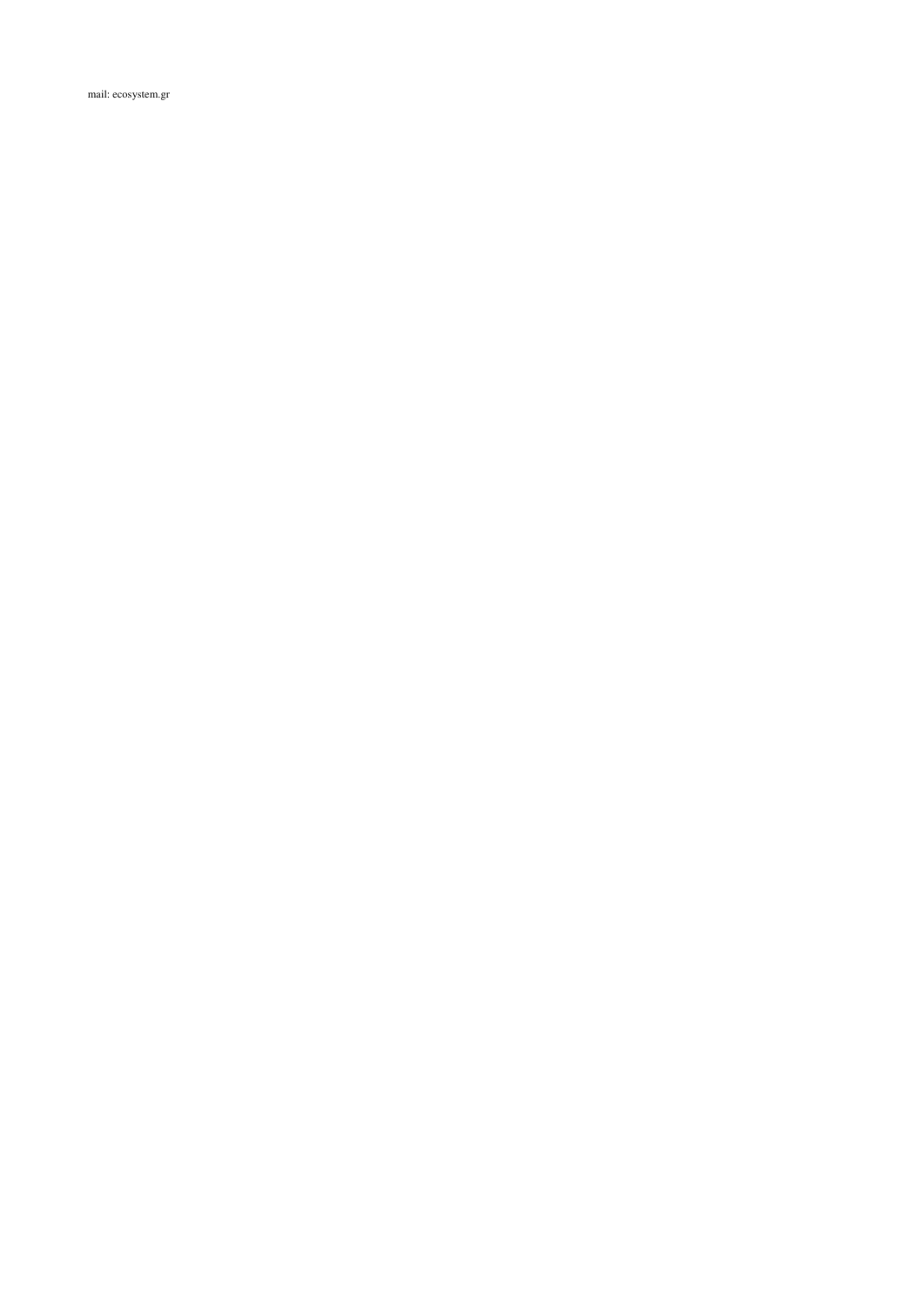mail: ecosystem.gr